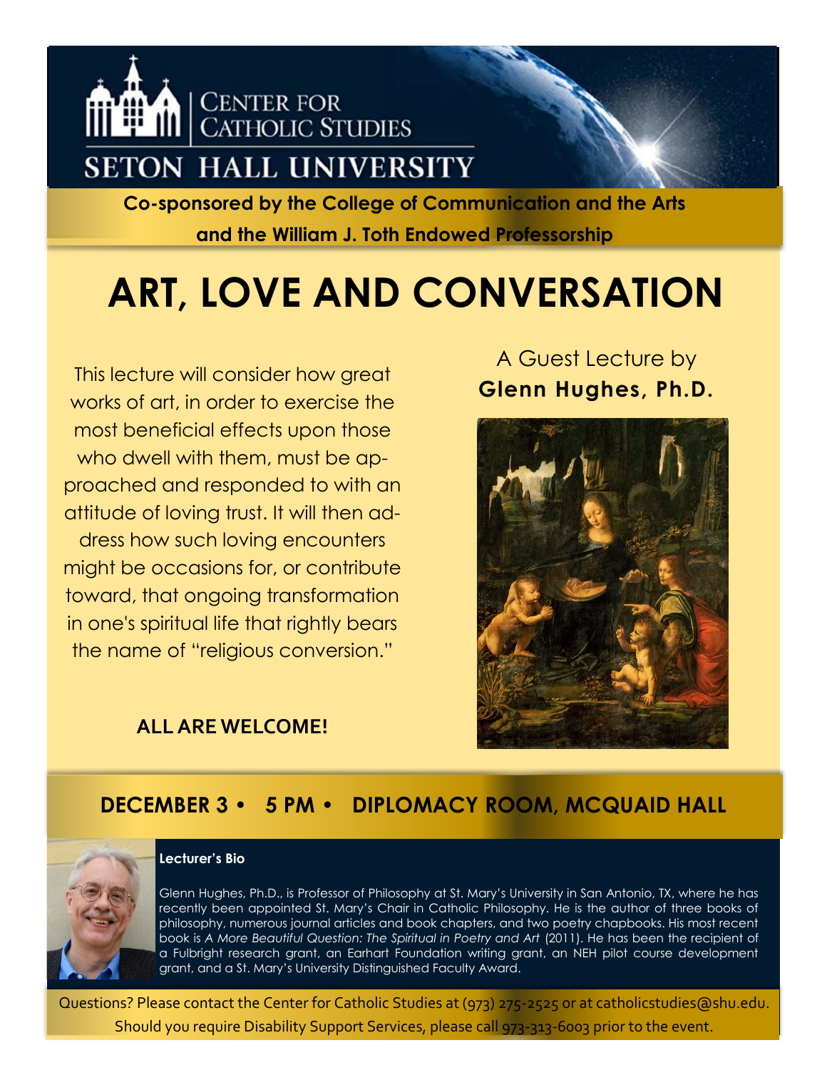CENTER FOR CATHOLIC STUDIES

SETON HALL UNIVERSITY

**Co-sponsored by the College of Communication and the Arts and the William J. Toth Endowed Professorship**

# ART, LOVE AND CONVERSATION

A Guest Lecture by
**Glenn Hughes, Ph.D.**

This lecture will consider how great works of art, in order to exercise the most beneficial effects upon those who dwell with them, must be approached and responded to with an attitude of loving trust. It will then address how such loving encounters might be occasions for, or contribute toward, that ongoing transformation in one's spiritual life that rightly bears the name of "religious conversion."

**ALL ARE WELCOME!**

## DECEMBER 3 • 5 PM • DIPLOMACY ROOM, MCQUAID HALL

**Lecturer's Bio**

Glenn Hughes, Ph.D., is Professor of Philosophy at St. Mary's University in San Antonio, TX, where he has recently been appointed St. Mary's Chair in Catholic Philosophy. He is the author of three books of philosophy, numerous journal articles and book chapters, and two poetry chapbooks. His most recent book is *A More Beautiful Question: The Spiritual in Poetry and Art* (2011). He has been the recipient of a Fulbright research grant, an Earhart Foundation writing grant, an NEH pilot course development grant, and a St. Mary's University Distinguished Faculty Award.

Questions? Please contact the Center for Catholic Studies at (973) 275-2525 or at catholicstudies@shu.edu.
Should you require Disability Support Services, please call 973-313-6003 prior to the event.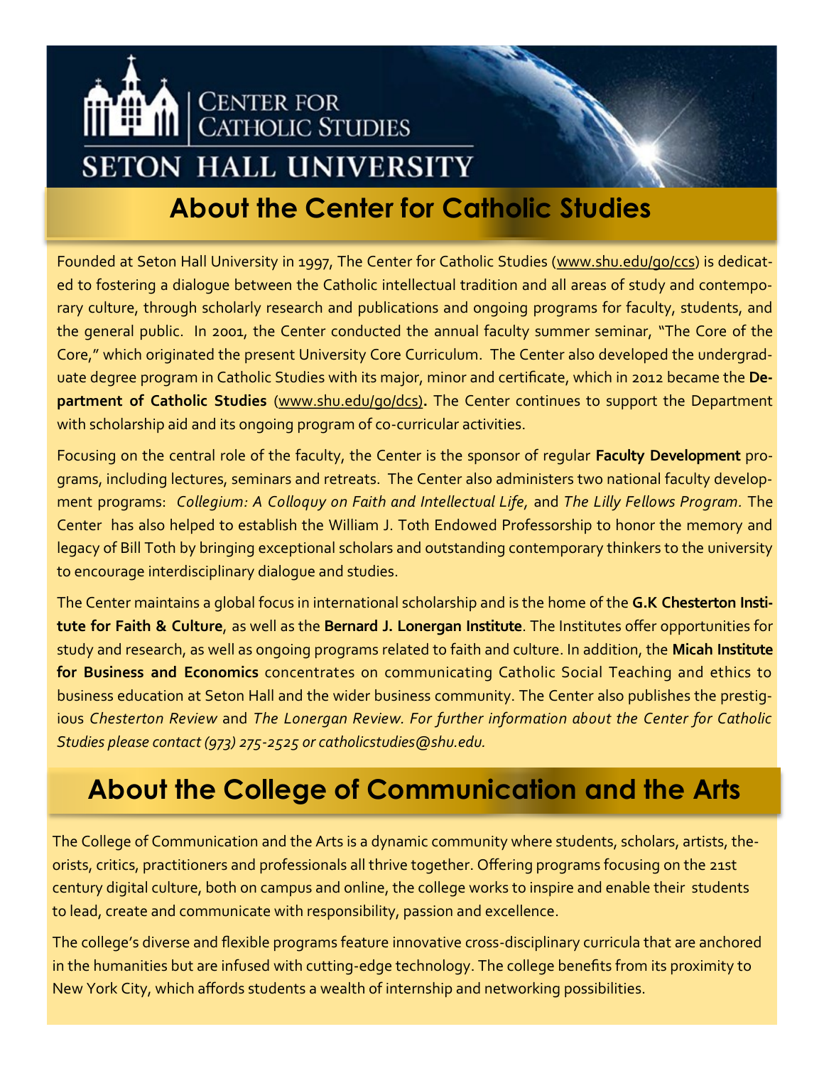CENTER FOR CATHOLIC STUDIES

SETON HALL UNIVERSITY

## About the Center for Catholic Studies

Founded at Seton Hall University in 1997, The Center for Catholic Studies (www.shu.edu/go/ccs) is dedicated to fostering a dialogue between the Catholic intellectual tradition and all areas of study and contemporary culture, through scholarly research and publications and ongoing programs for faculty, students, and the general public. In 2001, the Center conducted the annual faculty summer seminar, "The Core of the Core," which originated the present University Core Curriculum. The Center also developed the undergraduate degree program in Catholic Studies with its major, minor and certificate, which in 2012 became the **Department of Catholic Studies** (www.shu.edu/go/dcs)**.** The Center continues to support the Department with scholarship aid and its ongoing program of co-curricular activities.

Focusing on the central role of the faculty, the Center is the sponsor of regular **Faculty Development** programs, including lectures, seminars and retreats. The Center also administers two national faculty development programs: *Collegium: A Colloquy on Faith and Intellectual Life*, and *The Lilly Fellows Program.* The Center has also helped to establish the William J. Toth Endowed Professorship to honor the memory and legacy of Bill Toth by bringing exceptional scholars and outstanding contemporary thinkers to the university to encourage interdisciplinary dialogue and studies.

The Center maintains a global focus in international scholarship and is the home of the **G.K Chesterton Institute for Faith & Culture**, as well as the **Bernard J. Lonergan Institute**. The Institutes offer opportunities for study and research, as well as ongoing programs related to faith and culture. In addition, the **Micah Institute for Business and Economics** concentrates on communicating Catholic Social Teaching and ethics to business education at Seton Hall and the wider business community. The Center also publishes the prestigious *Chesterton Review* and *The Lonergan Review. For further information about the Center for Catholic Studies please contact (973) 275-2525 or catholicstudies@shu.edu.*

## About the College of Communication and the Arts

The College of Communication and the Arts is a dynamic community where students, scholars, artists, theorists, critics, practitioners and professionals all thrive together. Offering programs focusing on the 21st century digital culture, both on campus and online, the college works to inspire and enable their students to lead, create and communicate with responsibility, passion and excellence.

The college's diverse and flexible programs feature innovative cross-disciplinary curricula that are anchored in the humanities but are infused with cutting-edge technology. The college benefits from its proximity to New York City, which affords students a wealth of internship and networking possibilities.